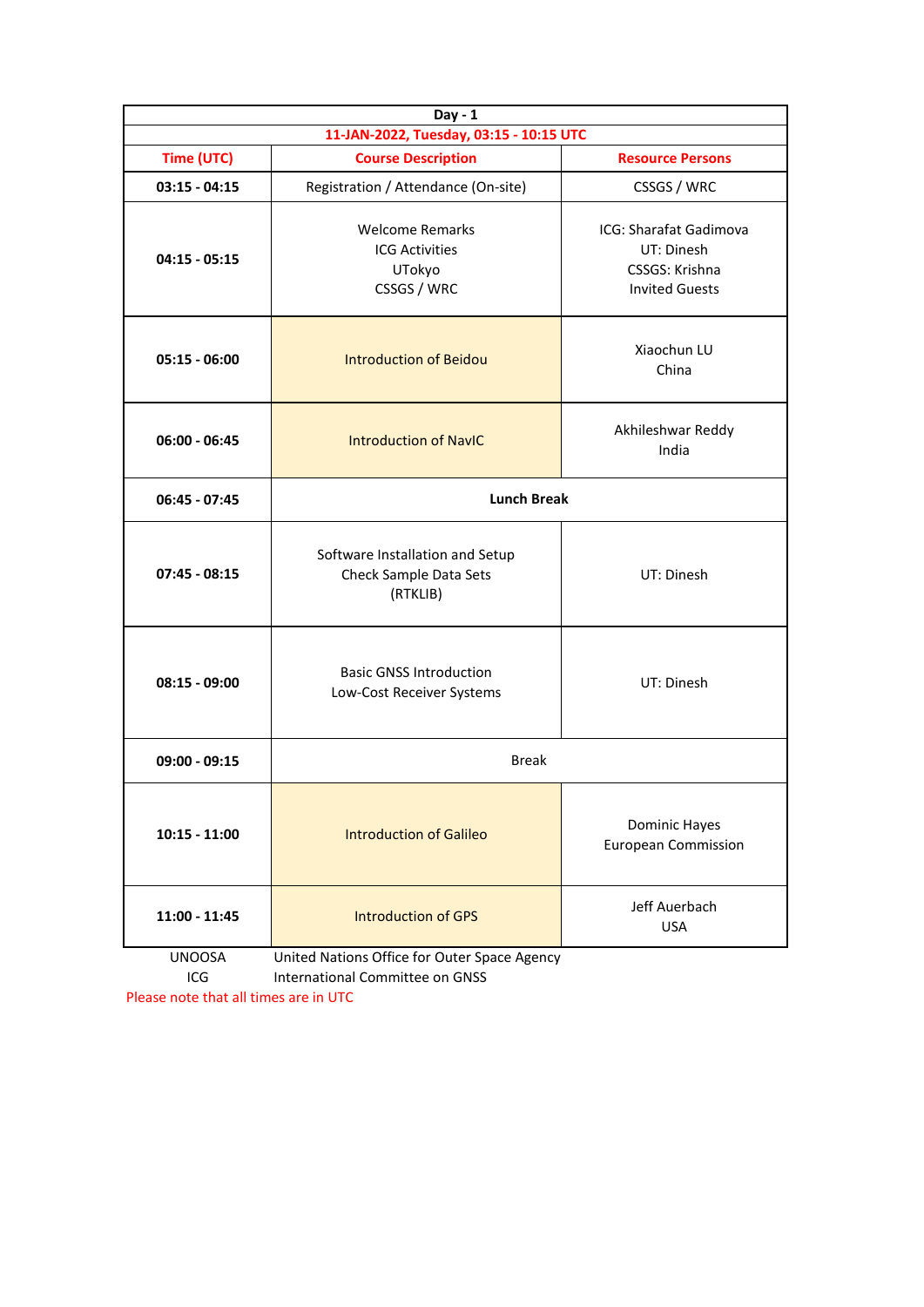| Day - 1 | | |
|---|---|---|
| **11-JAN-2022, Tuesday, 03:15 - 10:15 UTC** | | |
| **Time (UTC)** | **Course Description** | **Resource Persons** |
| **03:15 - 04:15** | Registration / Attendance (On-site) | CSSGS / WRC |
| **04:15 - 05:15** | Welcome Remarks<br>ICG Activities<br>UTokyo<br>CSSGS / WRC | ICG: Sharafat Gadimova<br>UT: Dinesh<br>CSSGS: Krishna<br>Invited Guests |
| **05:15 - 06:00** | Introduction of Beidou | Xiaochun LU<br>China |
| **06:00 - 06:45** | Introduction of NavIC | Akhileshwar Reddy<br>India |
| **06:45 - 07:45** | **Lunch Break** | |
| **07:45 - 08:15** | Software Installation and Setup<br>Check Sample Data Sets<br>(RTKLIB) | UT: Dinesh |
| **08:15 - 09:00** | Basic GNSS Introduction<br>Low-Cost Receiver Systems | UT: Dinesh |
| **09:00 - 09:15** | Break | |
| **10:15 - 11:00** | Introduction of Galileo | Dominic Hayes<br>European Commission |
| **11:00 - 11:45** | Introduction of GPS | Jeff Auerbach<br>USA |

UNOOSA United Nations Office for Outer Space Agency

ICG International Committee on GNSS

Please note that all times are in UTC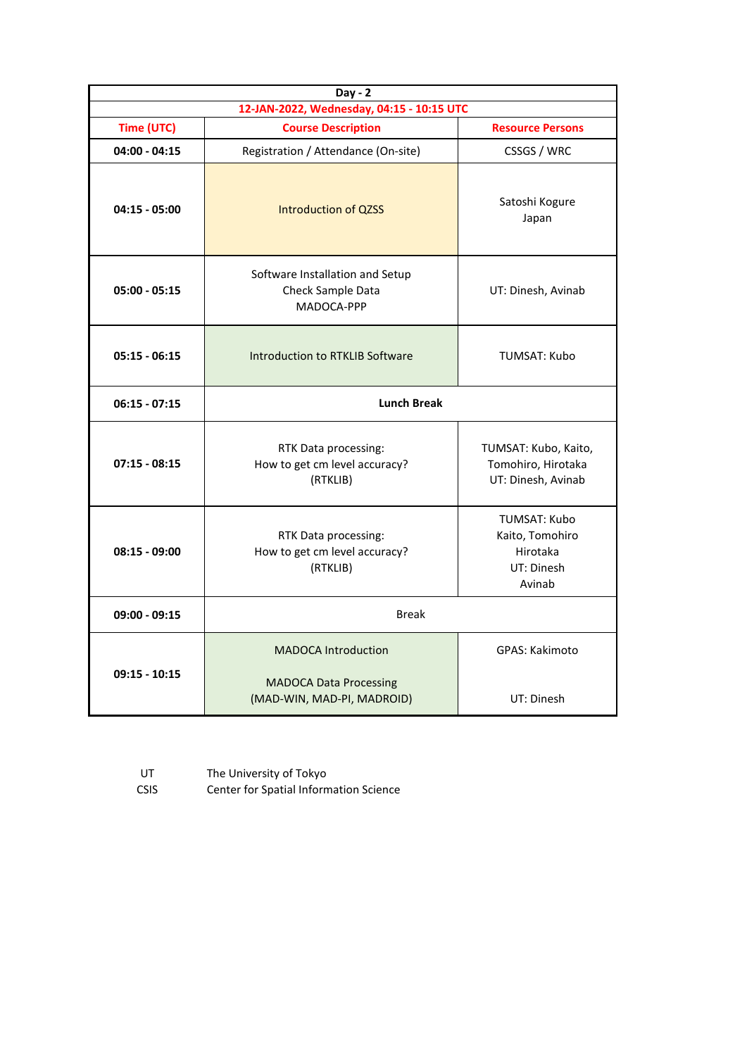| Day - 2 | | |
|---|---|---|
| **12-JAN-2022, Wednesday, 04:15 - 10:15 UTC** | | |
| **Time (UTC)** | **Course Description** | **Resource Persons** |
| **04:00 - 04:15** | Registration / Attendance (On-site) | CSSGS / WRC |
| **04:15 - 05:00** | Introduction of QZSS | Satoshi Kogure Japan |
| **05:00 - 05:15** | Software Installation and Setup Check Sample Data MADOCA-PPP | UT: Dinesh, Avinab |
| **05:15 - 06:15** | Introduction to RTKLIB Software | TUMSAT: Kubo |
| **06:15 - 07:15** | **Lunch Break** | |
| **07:15 - 08:15** | RTK Data processing: How to get cm level accuracy? (RTKLIB) | TUMSAT: Kubo, Kaito, Tomohiro, Hirotaka UT: Dinesh, Avinab |
| **08:15 - 09:00** | RTK Data processing: How to get cm level accuracy? (RTKLIB) | TUMSAT: Kubo Kaito, Tomohiro Hirotaka UT: Dinesh Avinab |
| **09:00 - 09:15** | Break | |
| **09:15 - 10:15** | MADOCA Introduction<br><br>MADOCA Data Processing (MAD-WIN, MAD-PI, MADROID) | GPAS: Kakimoto<br><br>UT: Dinesh |

UT The University of Tokyo
CSIS Center for Spatial Information Science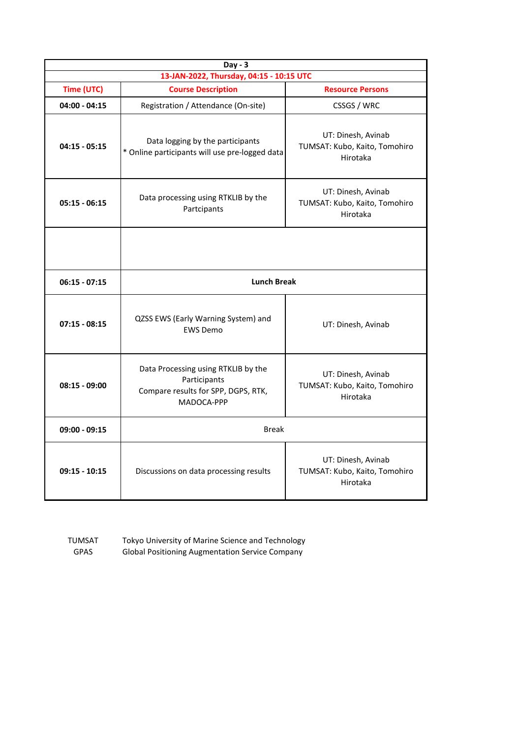| Day - 3 | | |
|---|---|---|
| **13-JAN-2022, Thursday, 04:15 - 10:15 UTC** | | |
| **Time (UTC)** | **Course Description** | **Resource Persons** |
| **04:00 - 04:15** | Registration / Attendance (On-site) | CSSGS / WRC |
| **04:15 - 05:15** | Data logging by the participants<br>* Online participants will use pre-logged data | UT: Dinesh, Avinab<br>TUMSAT: Kubo, Kaito, Tomohiro Hirotaka |
| **05:15 - 06:15** | Data processing using RTKLIB by the Partcipants | UT: Dinesh, Avinab<br>TUMSAT: Kubo, Kaito, Tomohiro Hirotaka |
| | | |
| **06:15 - 07:15** | **Lunch Break** | |
| **07:15 - 08:15** | QZSS EWS (Early Warning System) and EWS Demo | UT: Dinesh, Avinab |
| **08:15 - 09:00** | Data Processing using RTKLIB by the Participants<br>Compare results for SPP, DGPS, RTK, MADOCA-PPP | UT: Dinesh, Avinab<br>TUMSAT: Kubo, Kaito, Tomohiro Hirotaka |
| **09:00 - 09:15** | Break | |
| **09:15 - 10:15** | Discussions on data processing results | UT: Dinesh, Avinab<br>TUMSAT: Kubo, Kaito, Tomohiro Hirotaka |

| | |
|---|---|
| TUMSAT | Tokyo University of Marine Science and Technology |
| GPAS | Global Positioning Augmentation Service Company |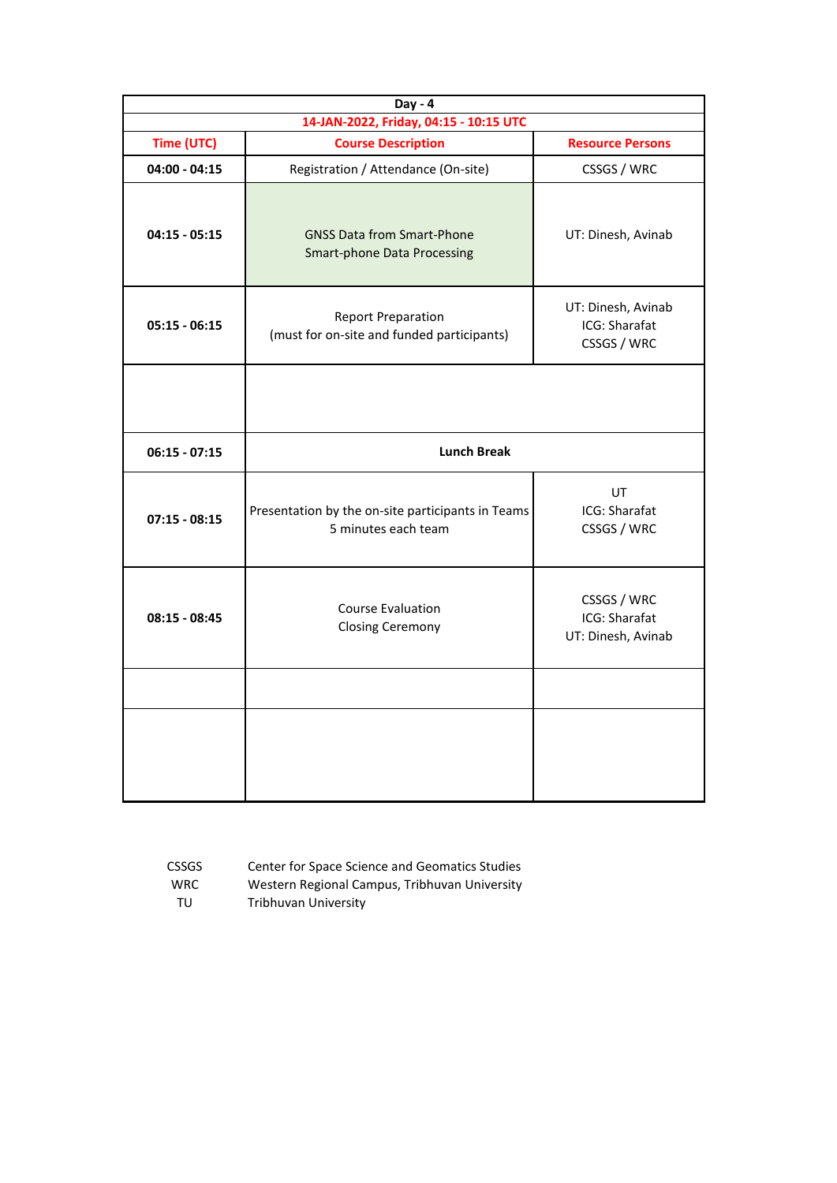| Day - 4 | | |
|---|---|---|
| 14-JAN-2022, Friday, 04:15 - 10:15 UTC | | |
| **Time (UTC)** | **Course Description** | **Resource Persons** |
| **04:00 - 04:15** | Registration / Attendance (On-site) | CSSGS / WRC |
| **04:15 - 05:15** | GNSS Data from Smart-Phone<br>Smart-phone Data Processing | UT: Dinesh, Avinab |
| **05:15 - 06:15** | Report Preparation<br>(must for on-site and funded participants) | UT: Dinesh, Avinab<br>ICG: Sharafat<br>CSSGS / WRC |
| | | |
| **06:15 - 07:15** | **Lunch Break** | |
| **07:15 - 08:15** | Presentation by the on-site participants in Teams<br>5 minutes each team | UT<br>ICG: Sharafat<br>CSSGS / WRC |
| **08:15 - 08:45** | Course Evaluation<br>Closing Ceremony | CSSGS / WRC<br>ICG: Sharafat<br>UT: Dinesh, Avinab |
| | | |
| | | |

| | |
|---|---|
| CSSGS | Center for Space Science and Geomatics Studies |
| WRC | Western Regional Campus, Tribhuvan University |
| TU | Tribhuvan University |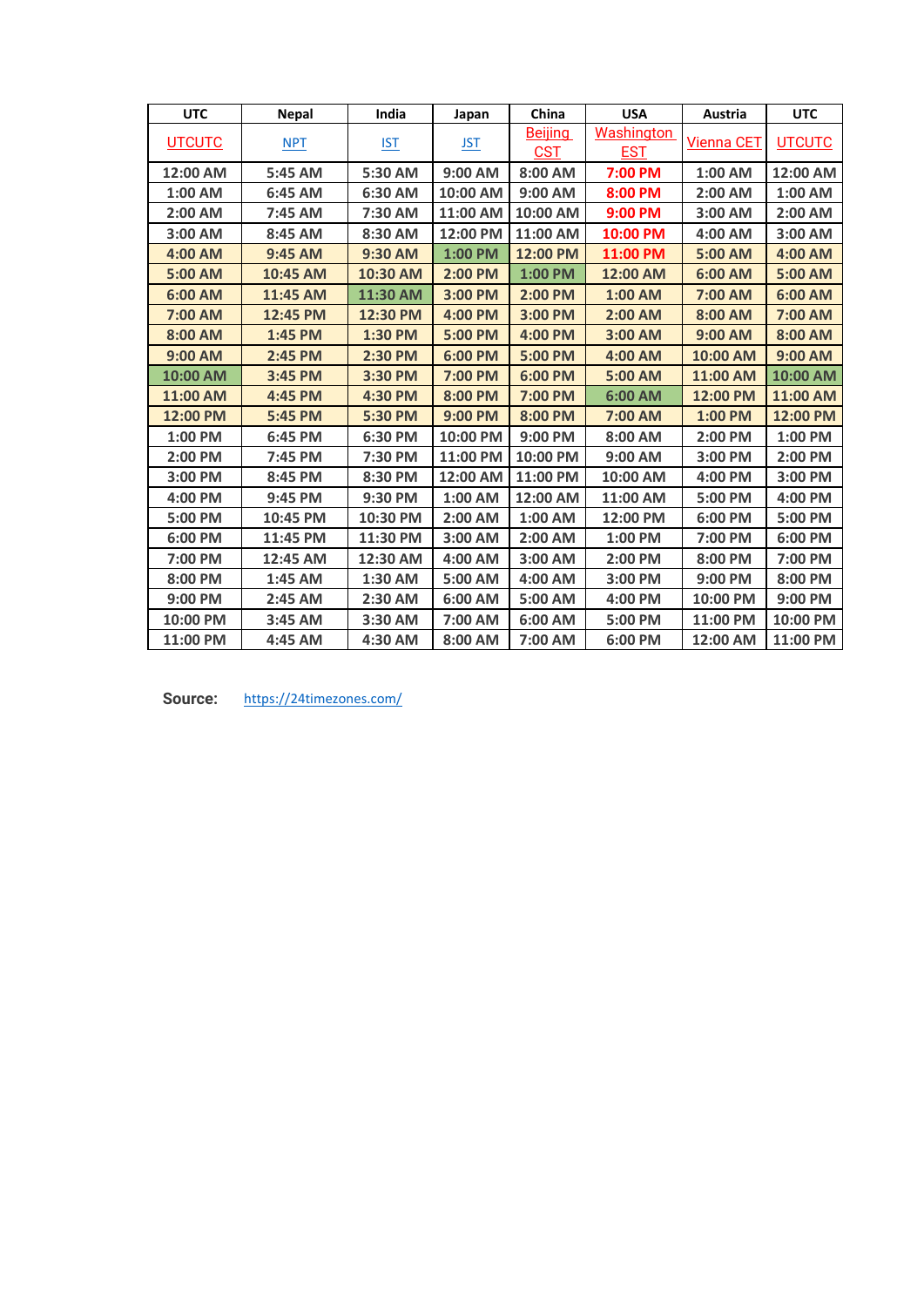| UTC | Nepal | India | Japan | China | USA | Austria | UTC |
|---|---|---|---|---|---|---|---|
| UTCUTC | NPT | IST | JST | Beijing CST | Washington EST | Vienna CET | UTCUTC |
| 12:00 AM | 5:45 AM | 5:30 AM | 9:00 AM | 8:00 AM | 7:00 PM | 1:00 AM | 12:00 AM |
| 1:00 AM | 6:45 AM | 6:30 AM | 10:00 AM | 9:00 AM | 8:00 PM | 2:00 AM | 1:00 AM |
| 2:00 AM | 7:45 AM | 7:30 AM | 11:00 AM | 10:00 AM | 9:00 PM | 3:00 AM | 2:00 AM |
| 3:00 AM | 8:45 AM | 8:30 AM | 12:00 PM | 11:00 AM | 10:00 PM | 4:00 AM | 3:00 AM |
| 4:00 AM | 9:45 AM | 9:30 AM | 1:00 PM | 12:00 PM | 11:00 PM | 5:00 AM | 4:00 AM |
| 5:00 AM | 10:45 AM | 10:30 AM | 2:00 PM | 1:00 PM | 12:00 AM | 6:00 AM | 5:00 AM |
| 6:00 AM | 11:45 AM | 11:30 AM | 3:00 PM | 2:00 PM | 1:00 AM | 7:00 AM | 6:00 AM |
| 7:00 AM | 12:45 PM | 12:30 PM | 4:00 PM | 3:00 PM | 2:00 AM | 8:00 AM | 7:00 AM |
| 8:00 AM | 1:45 PM | 1:30 PM | 5:00 PM | 4:00 PM | 3:00 AM | 9:00 AM | 8:00 AM |
| 9:00 AM | 2:45 PM | 2:30 PM | 6:00 PM | 5:00 PM | 4:00 AM | 10:00 AM | 9:00 AM |
| 10:00 AM | 3:45 PM | 3:30 PM | 7:00 PM | 6:00 PM | 5:00 AM | 11:00 AM | 10:00 AM |
| 11:00 AM | 4:45 PM | 4:30 PM | 8:00 PM | 7:00 PM | 6:00 AM | 12:00 PM | 11:00 AM |
| 12:00 PM | 5:45 PM | 5:30 PM | 9:00 PM | 8:00 PM | 7:00 AM | 1:00 PM | 12:00 PM |
| 1:00 PM | 6:45 PM | 6:30 PM | 10:00 PM | 9:00 PM | 8:00 AM | 2:00 PM | 1:00 PM |
| 2:00 PM | 7:45 PM | 7:30 PM | 11:00 PM | 10:00 PM | 9:00 AM | 3:00 PM | 2:00 PM |
| 3:00 PM | 8:45 PM | 8:30 PM | 12:00 AM | 11:00 PM | 10:00 AM | 4:00 PM | 3:00 PM |
| 4:00 PM | 9:45 PM | 9:30 PM | 1:00 AM | 12:00 AM | 11:00 AM | 5:00 PM | 4:00 PM |
| 5:00 PM | 10:45 PM | 10:30 PM | 2:00 AM | 1:00 AM | 12:00 PM | 6:00 PM | 5:00 PM |
| 6:00 PM | 11:45 PM | 11:30 PM | 3:00 AM | 2:00 AM | 1:00 PM | 7:00 PM | 6:00 PM |
| 7:00 PM | 12:45 AM | 12:30 AM | 4:00 AM | 3:00 AM | 2:00 PM | 8:00 PM | 7:00 PM |
| 8:00 PM | 1:45 AM | 1:30 AM | 5:00 AM | 4:00 AM | 3:00 PM | 9:00 PM | 8:00 PM |
| 9:00 PM | 2:45 AM | 2:30 AM | 6:00 AM | 5:00 AM | 4:00 PM | 10:00 PM | 9:00 PM |
| 10:00 PM | 3:45 AM | 3:30 AM | 7:00 AM | 6:00 AM | 5:00 PM | 11:00 PM | 10:00 PM |
| 11:00 PM | 4:45 AM | 4:30 AM | 8:00 AM | 7:00 AM | 6:00 PM | 12:00 AM | 11:00 PM |

**Source:** https://24timezones.com/